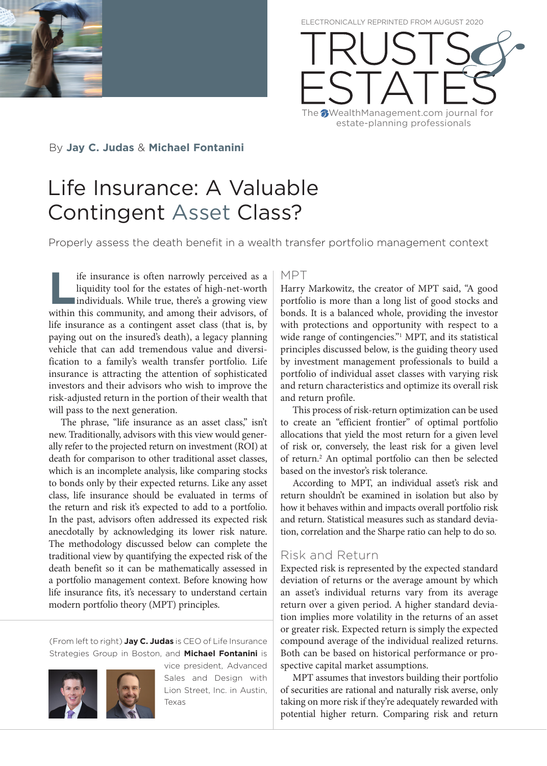ELECTRONICALLY REPRINTED FROM AUGUST 2020

TRUSTS & ESTATES

The WealthManagement.com journal for estate-planning professionals

By **Jay C. Judas** & **Michael Fontanini**

# Life Insurance: A Valuable Contingent Asset Class?

Properly assess the death benefit in a wealth transfer portfolio management context

Life insurance is often narrowly perceived as a liquidity tool for the estates of high-net-worth individuals. While true, there's a growing view within this community, and among their advisors, of life insurance as a contingent asset class (that is, by paying out on the insured's death), a legacy planning vehicle that can add tremendous value and diversification to a family's wealth transfer portfolio. Life insurance is attracting the attention of sophisticated investors and their advisors who wish to improve the risk-adjusted return in the portion of their wealth that will pass to the next generation.

The phrase, "life insurance as an asset class," isn't new. Traditionally, advisors with this view would generally refer to the projected return on investment (ROI) at death for comparison to other traditional asset classes, which is an incomplete analysis, like comparing stocks to bonds only by their expected returns. Like any asset class, life insurance should be evaluated in terms of the return and risk it's expected to add to a portfolio. In the past, advisors often addressed its expected risk anecdotally by acknowledging its lower risk nature. The methodology discussed below can complete the traditional view by quantifying the expected risk of the death benefit so it can be mathematically assessed in a portfolio management context. Before knowing how life insurance fits, it's necessary to understand certain modern portfolio theory (MPT) principles.

(From left to right) **Jay C. Judas** is CEO of Life Insurance Strategies Group in Boston, and **Michael Fontanini** is vice president, Advanced Sales and Design with Lion Street, Inc. in Austin, Texas

## MPT

Harry Markowitz, the creator of MPT said, "A good portfolio is more than a long list of good stocks and bonds. It is a balanced whole, providing the investor with protections and opportunity with respect to a wide range of contingencies."[1] MPT, and its statistical principles discussed below, is the guiding theory used by investment management professionals to build a portfolio of individual asset classes with varying risk and return characteristics and optimize its overall risk and return profile.

This process of risk-return optimization can be used to create an "efficient frontier" of optimal portfolio allocations that yield the most return for a given level of risk or, conversely, the least risk for a given level of return.[2] An optimal portfolio can then be selected based on the investor's risk tolerance.

According to MPT, an individual asset's risk and return shouldn't be examined in isolation but also by how it behaves within and impacts overall portfolio risk and return. Statistical measures such as standard deviation, correlation and the Sharpe ratio can help to do so.

## Risk and Return

Expected risk is represented by the expected standard deviation of returns or the average amount by which an asset's individual returns vary from its average return over a given period. A higher standard deviation implies more volatility in the returns of an asset or greater risk. Expected return is simply the expected compound average of the individual realized returns. Both can be based on historical performance or prospective capital market assumptions.

MPT assumes that investors building their portfolio of securities are rational and naturally risk averse, only taking on more risk if they're adequately rewarded with potential higher return. Comparing risk and return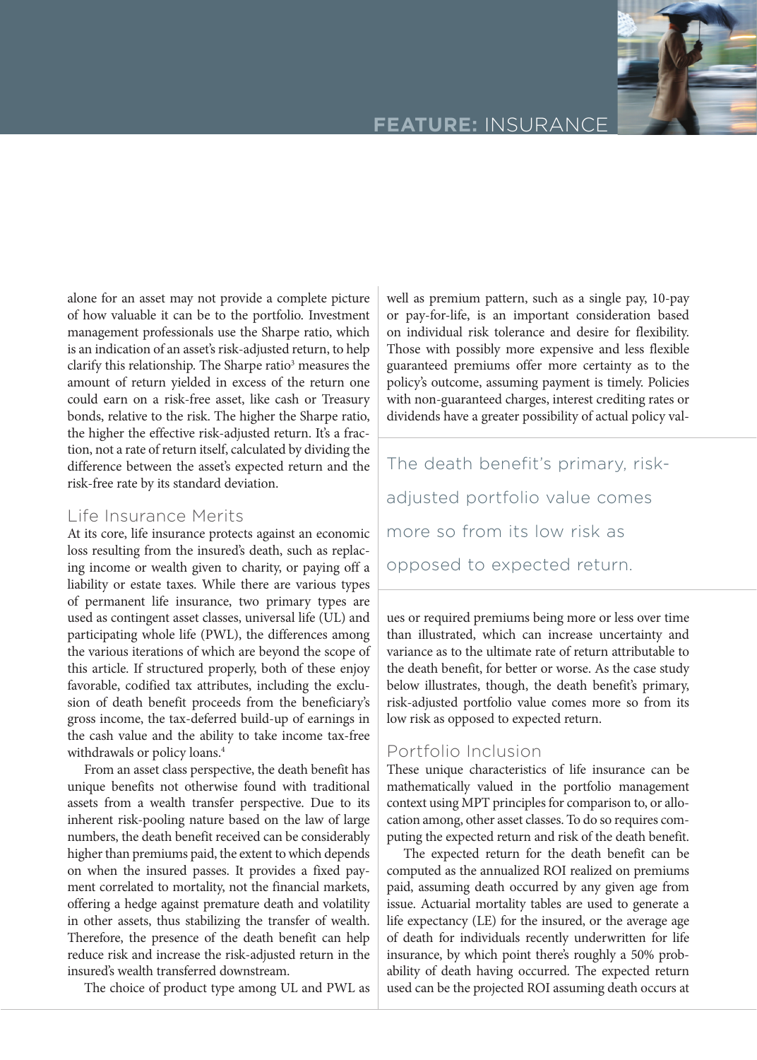alone for an asset may not provide a complete picture of how valuable it can be to the portfolio. Investment management professionals use the Sharpe ratio, which is an indication of an asset's risk-adjusted return, to help clarify this relationship. The Sharpe ratio[3] measures the amount of return yielded in excess of the return one could earn on a risk-free asset, like cash or Treasury bonds, relative to the risk. The higher the Sharpe ratio, the higher the effective risk-adjusted return. It's a fraction, not a rate of return itself, calculated by dividing the difference between the asset's expected return and the risk-free rate by its standard deviation.

## Life Insurance Merits

At its core, life insurance protects against an economic loss resulting from the insured's death, such as replacing income or wealth given to charity, or paying off a liability or estate taxes. While there are various types of permanent life insurance, two primary types are used as contingent asset classes, universal life (UL) and participating whole life (PWL), the differences among the various iterations of which are beyond the scope of this article. If structured properly, both of these enjoy favorable, codified tax attributes, including the exclusion of death benefit proceeds from the beneficiary's gross income, the tax-deferred build-up of earnings in the cash value and the ability to take income tax-free withdrawals or policy loans.[4]

From an asset class perspective, the death benefit has unique benefits not otherwise found with traditional assets from a wealth transfer perspective. Due to its inherent risk-pooling nature based on the law of large numbers, the death benefit received can be considerably higher than premiums paid, the extent to which depends on when the insured passes. It provides a fixed payment correlated to mortality, not the financial markets, offering a hedge against premature death and volatility in other assets, thus stabilizing the transfer of wealth. Therefore, the presence of the death benefit can help reduce risk and increase the risk-adjusted return in the insured's wealth transferred downstream.

The choice of product type among UL and PWL as well as premium pattern, such as a single pay, 10-pay or pay-for-life, is an important consideration based on individual risk tolerance and desire for flexibility. Those with possibly more expensive and less flexible guaranteed premiums offer more certainty as to the policy's outcome, assuming payment is timely. Policies with non-guaranteed charges, interest crediting rates or dividends have a greater possibility of actual policy values or required premiums being more or less over time than illustrated, which can increase uncertainty and variance as to the ultimate rate of return attributable to the death benefit, for better or worse. As the case study below illustrates, though, the death benefit's primary, risk-adjusted portfolio value comes more so from its low risk as opposed to expected return.

> The death benefit's primary, risk-adjusted portfolio value comes more so from its low risk as opposed to expected return.

## Portfolio Inclusion

These unique characteristics of life insurance can be mathematically valued in the portfolio management context using MPT principles for comparison to, or allocation among, other asset classes. To do so requires computing the expected return and risk of the death benefit.

The expected return for the death benefit can be computed as the annualized ROI realized on premiums paid, assuming death occurred by any given age from issue. Actuarial mortality tables are used to generate a life expectancy (LE) for the insured, or the average age of death for individuals recently underwritten for life insurance, by which point there's roughly a 50% probability of death having occurred. The expected return used can be the projected ROI assuming death occurs at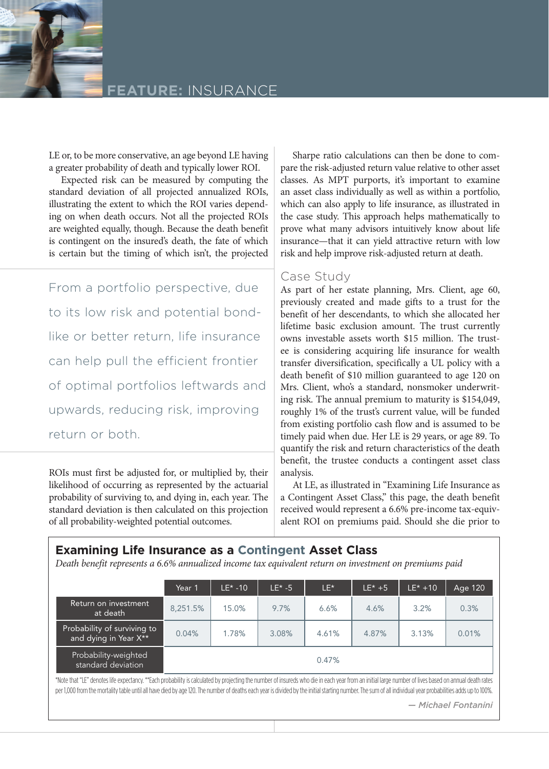LE or, to be more conservative, an age beyond LE having a greater probability of death and typically lower ROI.

Expected risk can be measured by computing the standard deviation of all projected annualized ROIs, illustrating the extent to which the ROI varies depending on when death occurs. Not all the projected ROIs are weighted equally, though. Because the death benefit is contingent on the insured's death, the fate of which is certain but the timing of which isn't, the projected ROIs must first be adjusted for, or multiplied by, their likelihood of occurring as represented by the actuarial probability of surviving to, and dying in, each year. The standard deviation is then calculated on this projection of all probability-weighted potential outcomes.

> From a portfolio perspective, due to its low risk and potential bond-like or better return, life insurance can help pull the efficient frontier of optimal portfolios leftwards and upwards, reducing risk, improving return or both.

Sharpe ratio calculations can then be done to compare the risk-adjusted return value relative to other asset classes. As MPT purports, it's important to examine an asset class individually as well as within a portfolio, which can also apply to life insurance, as illustrated in the case study. This approach helps mathematically to prove what many advisors intuitively know about life insurance—that it can yield attractive return with low risk and help improve risk-adjusted return at death.

## Case Study

As part of her estate planning, Mrs. Client, age 60, previously created and made gifts to a trust for the benefit of her descendants, to which she allocated her lifetime basic exclusion amount. The trust currently owns investable assets worth $15 million. The trustee is considering acquiring life insurance for wealth transfer diversification, specifically a UL policy with a death benefit of $10 million guaranteed to age 120 on Mrs. Client, who's a standard, nonsmoker underwriting risk. The annual premium to maturity is $154,049, roughly 1% of the trust's current value, will be funded from existing portfolio cash flow and is assumed to be timely paid when due. Her LE is 29 years, or age 89. To quantify the risk and return characteristics of the death benefit, the trustee conducts a contingent asset class analysis.

At LE, as illustrated in "Examining Life Insurance as a Contingent Asset Class," this page, the death benefit received would represent a 6.6% pre-income tax-equivalent ROI on premiums paid. Should she die prior to

### Examining Life Insurance as a Contingent Asset Class

*Death benefit represents a 6.6% annualized income tax equivalent return on investment on premiums paid*

| | Year 1 | LE* -10 | LE* -5 | LE* | LE* +5 | LE* +10 | Age 120 |
|---|---|---|---|---|---|---|---|
| Return on investment at death | 8,251.5% | 15.0% | 9.7% | 6.6% | 4.6% | 3.2% | 0.3% |
| Probability of surviving to and dying in Year X** | 0.04% | 1.78% | 3.08% | 4.61% | 4.87% | 3.13% | 0.01% |
| Probability-weighted standard deviation | 0.47% | | | | | | |

*Note that "LE" denotes life expectancy. **Each probability is calculated by projecting the number of insureds who die in each year from an initial large number of lives based on annual death rates per 1,000 from the mortality table until all have died by age 120. The number of deaths each year is divided by the initial starting number. The sum of all individual year probabilities adds up to 100%.

*— Michael Fontanini*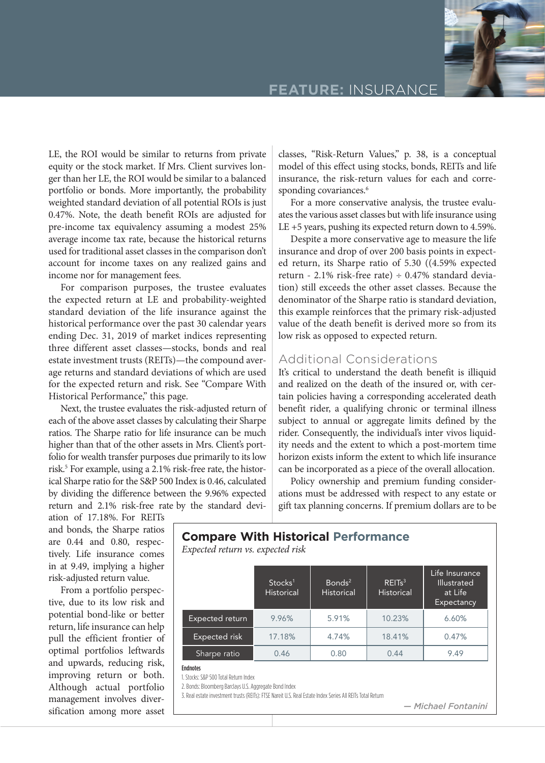LE, the ROI would be similar to returns from private equity or the stock market. If Mrs. Client survives longer than her LE, the ROI would be similar to a balanced portfolio or bonds. More importantly, the probability weighted standard deviation of all potential ROIs is just 0.47%. Note, the death benefit ROIs are adjusted for pre-income tax equivalency assuming a modest 25% average income tax rate, because the historical returns used for traditional asset classes in the comparison don't account for income taxes on any realized gains and income nor for management fees.

For comparison purposes, the trustee evaluates the expected return at LE and probability-weighted standard deviation of the life insurance against the historical performance over the past 30 calendar years ending Dec. 31, 2019 of market indices representing three different asset classes—stocks, bonds and real estate investment trusts (REITs)—the compound average returns and standard deviations of which are used for the expected return and risk. See "Compare With Historical Performance," this page.

Next, the trustee evaluates the risk-adjusted return of each of the above asset classes by calculating their Sharpe ratios. The Sharpe ratio for life insurance can be much higher than that of the other assets in Mrs. Client's portfolio for wealth transfer purposes due primarily to its low risk.[5] For example, using a 2.1% risk-free rate, the historical Sharpe ratio for the S&P 500 Index is 0.46, calculated by dividing the difference between the 9.96% expected return and 2.1% risk-free rate by the standard deviation of 17.18%. For REITs and bonds, the Sharpe ratios are 0.44 and 0.80, respectively. Life insurance comes in at 9.49, implying a higher risk-adjusted return value.

From a portfolio perspective, due to its low risk and potential bond-like or better return, life insurance can help pull the efficient frontier of optimal portfolios leftwards and upwards, reducing risk, improving return or both. Although actual portfolio management involves diversification among more asset classes, "Risk-Return Values," p. 38, is a conceptual model of this effect using stocks, bonds, REITs and life insurance, the risk-return values for each and corresponding covariances.[6]

For a more conservative analysis, the trustee evaluates the various asset classes but with life insurance using LE +5 years, pushing its expected return down to 4.59%.

Despite a more conservative age to measure the life insurance and drop of over 200 basis points in expected return, its Sharpe ratio of 5.30 ((4.59% expected return - 2.1% risk-free rate) ÷ 0.47% standard deviation) still exceeds the other asset classes. Because the denominator of the Sharpe ratio is standard deviation, this example reinforces that the primary risk-adjusted value of the death benefit is derived more so from its low risk as opposed to expected return.

## Additional Considerations

It's critical to understand the death benefit is illiquid and realized on the death of the insured or, with certain policies having a corresponding accelerated death benefit rider, a qualifying chronic or terminal illness subject to annual or aggregate limits defined by the rider. Consequently, the individual's inter vivos liquidity needs and the extent to which a post-mortem time horizon exists inform the extent to which life insurance can be incorporated as a piece of the overall allocation.

Policy ownership and premium funding considerations must be addressed with respect to any estate or gift tax planning concerns. If premium dollars are to be

### Compare With Historical Performance

*Expected return vs. expected risk*

| | Stocks[1] Historical | Bonds[2] Historical | REITs[3] Historical | Life Insurance Illustrated at Life Expectancy |
|---|---|---|---|---|
| Expected return | 9.96% | 5.91% | 10.23% | 6.60% |
| Expected risk | 17.18% | 4.74% | 18.41% | 0.47% |
| Sharpe ratio | 0.46 | 0.80 | 0.44 | 9.49 |

**Endnotes**

1. Stocks: S&P 500 Total Return Index
2. Bonds: Bloomberg Barclays U.S. Aggregate Bond Index
3. Real estate investment trusts (REITs): FTSE Nareit U.S. Real Estate Index Series All REITs Total Return

*— Michael Fontanini*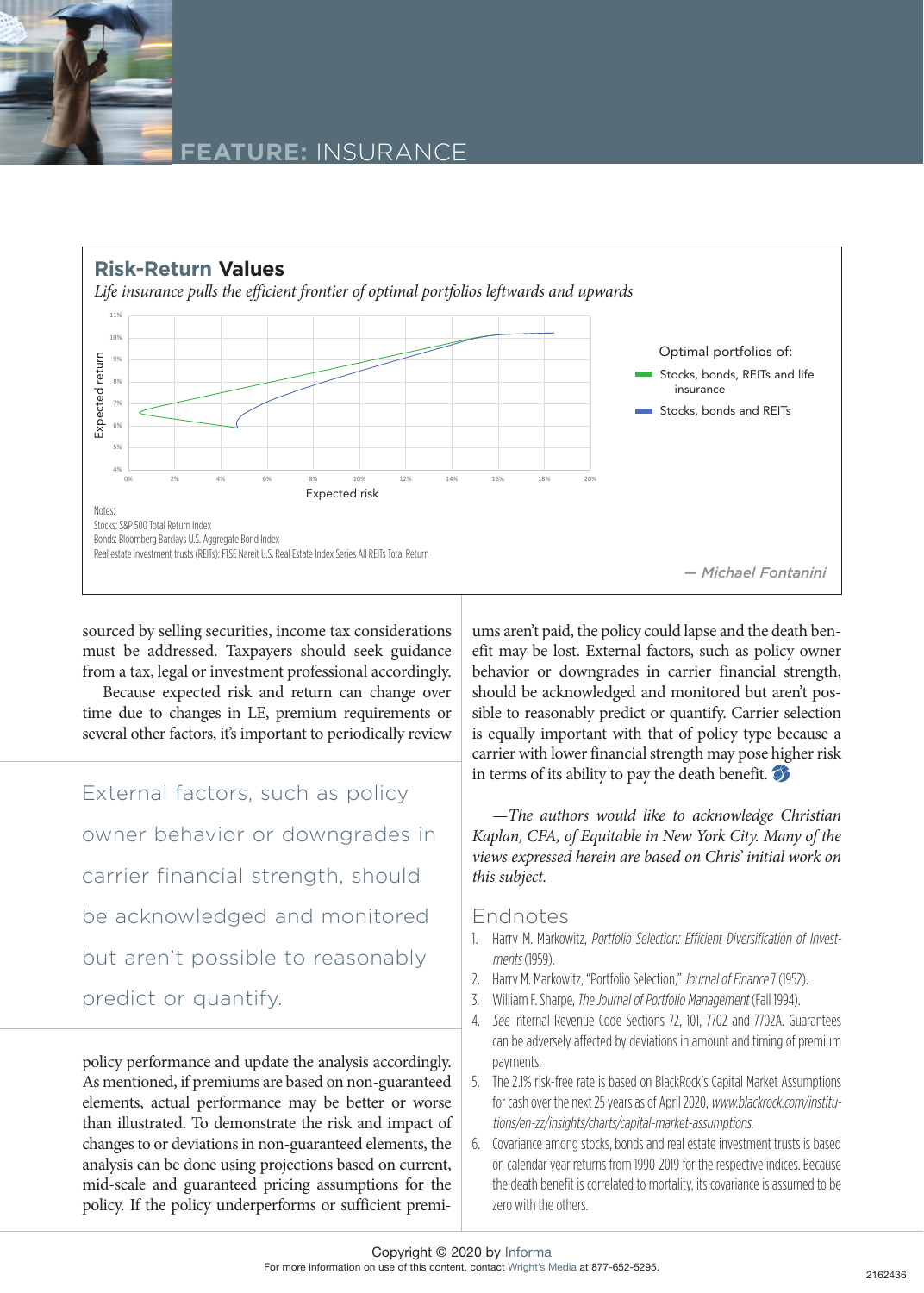## Risk-Return Values

*Life insurance pulls the efficient frontier of optimal portfolios leftwards and upwards*

11%
10%
9%
8%
7%
6%
5%
4%
Expected return
0%
2%
4%
6%
8%
10%
12%
14%
16%
18%
20%
Expected risk

Optimal portfolios of:
Stocks, bonds, REITs and life insurance
Stocks, bonds and REITs

Notes:
Stocks: S&P 500 Total Return Index
Bonds: Bloomberg Barclays U.S. Aggregate Bond Index
Real estate investment trusts (REITs): FTSE Nareit U.S. Real Estate Index Series All REITs Total Return

— Michael Fontanini

sourced by selling securities, income tax considerations must be addressed. Taxpayers should seek guidance from a tax, legal or investment professional accordingly.

Because expected risk and return can change over time due to changes in LE, premium requirements or several other factors, it's important to periodically review policy performance and update the analysis accordingly. As mentioned, if premiums are based on non-guaranteed elements, actual performance may be better or worse than illustrated. To demonstrate the risk and impact of changes to or deviations in non-guaranteed elements, the analysis can be done using projections based on current, mid-scale and guaranteed pricing assumptions for the policy. If the policy underperforms or sufficient premiums aren't paid, the policy could lapse and the death benefit may be lost. External factors, such as policy owner behavior or downgrades in carrier financial strength, should be acknowledged and monitored but aren't possible to reasonably predict or quantify. Carrier selection is equally important with that of policy type because a carrier with lower financial strength may pose higher risk in terms of its ability to pay the death benefit.

> External factors, such as policy owner behavior or downgrades in carrier financial strength, should be acknowledged and monitored but aren't possible to reasonably predict or quantify.

*—The authors would like to acknowledge Christian Kaplan, CFA, of Equitable in New York City. Many of the views expressed herein are based on Chris' initial work on this subject.*

## Endnotes

1. Harry M. Markowitz, *Portfolio Selection: Efficient Diversification of Investments* (1959).
2. Harry M. Markowitz, "Portfolio Selection," *Journal of Finance* 7 (1952).
3. William F. Sharpe, *The Journal of Portfolio Management* (Fall 1994).
4. *See* Internal Revenue Code Sections 72, 101, 7702 and 7702A. Guarantees can be adversely affected by deviations in amount and timing of premium payments.
5. The 2.1% risk-free rate is based on BlackRock's Capital Market Assumptions for cash over the next 25 years as of April 2020, *www.blackrock.com/institutions/en-zz/insights/charts/capital-market-assumptions.*
6. Covariance among stocks, bonds and real estate investment trusts is based on calendar year returns from 1990-2019 for the respective indices. Because the death benefit is correlated to mortality, its covariance is assumed to be zero with the others.

Copyright © 2020 by Informa
For more information on use of this content, contact Wright's Media at 877-652-5295.